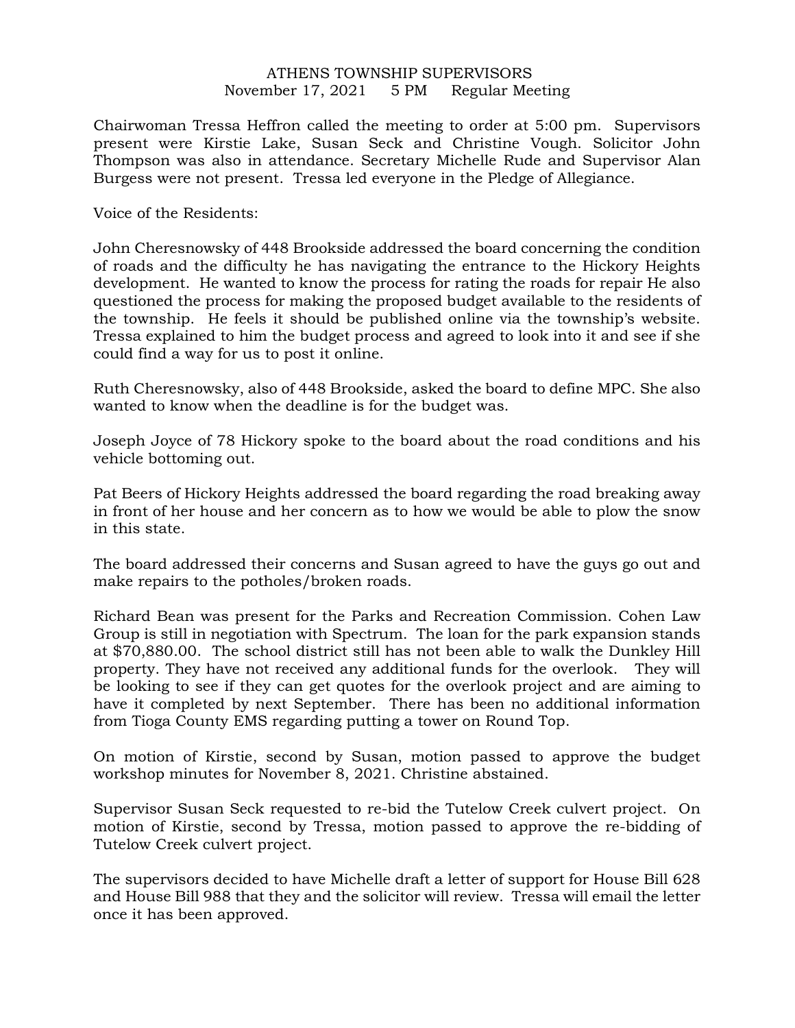ATHENS TOWNSHIP SUPERVISORS

November 17, 2021 5 PM Regular Meeting

Chairwoman Tressa Heffron called the meeting to order at 5:00 pm. Supervisors present were Kirstie Lake, Susan Seck and Christine Vough. Solicitor John Thompson was also in attendance. Secretary Michelle Rude and Supervisor Alan Burgess were not present. Tressa led everyone in the Pledge of Allegiance.

Voice of the Residents:

John Cheresnowsky of 448 Brookside addressed the board concerning the condition of roads and the difficulty he has navigating the entrance to the Hickory Heights development. He wanted to know the process for rating the roads for repair He also questioned the process for making the proposed budget available to the residents of the township. He feels it should be published online via the township's website. Tressa explained to him the budget process and agreed to look into it and see if she could find a way for us to post it online.

Ruth Cheresnowsky, also of 448 Brookside, asked the board to define MPC. She also wanted to know when the deadline is for the budget was.

Joseph Joyce of 78 Hickory spoke to the board about the road conditions and his vehicle bottoming out.

Pat Beers of Hickory Heights addressed the board regarding the road breaking away in front of her house and her concern as to how we would be able to plow the snow in this state.

The board addressed their concerns and Susan agreed to have the guys go out and make repairs to the potholes/broken roads.

Richard Bean was present for the Parks and Recreation Commission. Cohen Law Group is still in negotiation with Spectrum. The loan for the park expansion stands at $70,880.00. The school district still has not been able to walk the Dunkley Hill property. They have not received any additional funds for the overlook. They will be looking to see if they can get quotes for the overlook project and are aiming to have it completed by next September. There has been no additional information from Tioga County EMS regarding putting a tower on Round Top.

On motion of Kirstie, second by Susan, motion passed to approve the budget workshop minutes for November 8, 2021. Christine abstained.

Supervisor Susan Seck requested to re-bid the Tutelow Creek culvert project. On motion of Kirstie, second by Tressa, motion passed to approve the re-bidding of Tutelow Creek culvert project.

The supervisors decided to have Michelle draft a letter of support for House Bill 628 and House Bill 988 that they and the solicitor will review. Tressa will email the letter once it has been approved.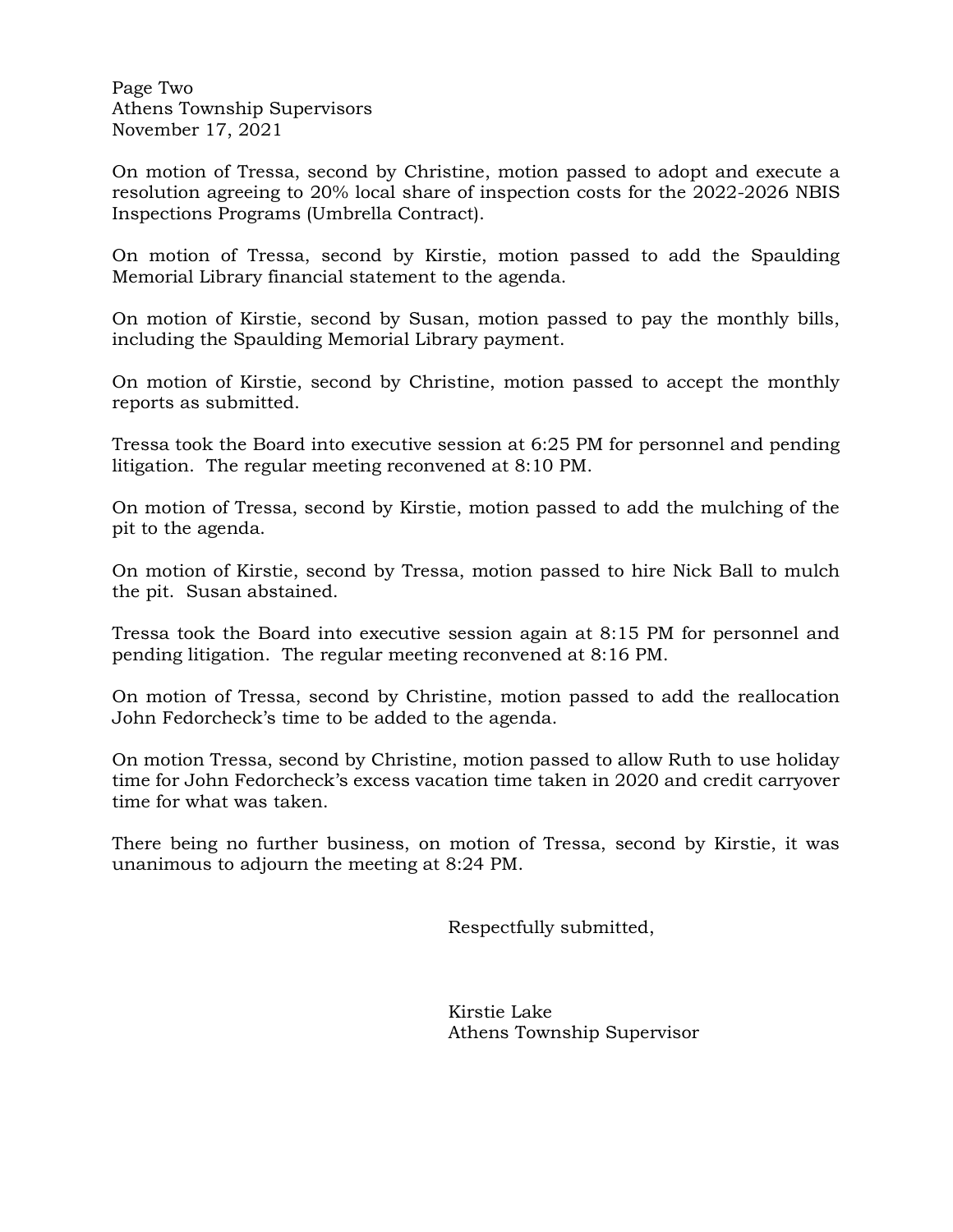On motion of Tressa, second by Christine, motion passed to adopt and execute a resolution agreeing to 20% local share of inspection costs for the 2022-2026 NBIS Inspections Programs (Umbrella Contract).

On motion of Tressa, second by Kirstie, motion passed to add the Spaulding Memorial Library financial statement to the agenda.

On motion of Kirstie, second by Susan, motion passed to pay the monthly bills, including the Spaulding Memorial Library payment.

On motion of Kirstie, second by Christine, motion passed to accept the monthly reports as submitted.

Tressa took the Board into executive session at 6:25 PM for personnel and pending litigation. The regular meeting reconvened at 8:10 PM.

On motion of Tressa, second by Kirstie, motion passed to add the mulching of the pit to the agenda.

On motion of Kirstie, second by Tressa, motion passed to hire Nick Ball to mulch the pit. Susan abstained.

Tressa took the Board into executive session again at 8:15 PM for personnel and pending litigation. The regular meeting reconvened at 8:16 PM.

On motion of Tressa, second by Christine, motion passed to add the reallocation John Fedorcheck's time to be added to the agenda.

On motion Tressa, second by Christine, motion passed to allow Ruth to use holiday time for John Fedorcheck's excess vacation time taken in 2020 and credit carryover time for what was taken.

There being no further business, on motion of Tressa, second by Kirstie, it was unanimous to adjourn the meeting at 8:24 PM.

Respectfully submitted,

Kirstie Lake
Athens Township Supervisor